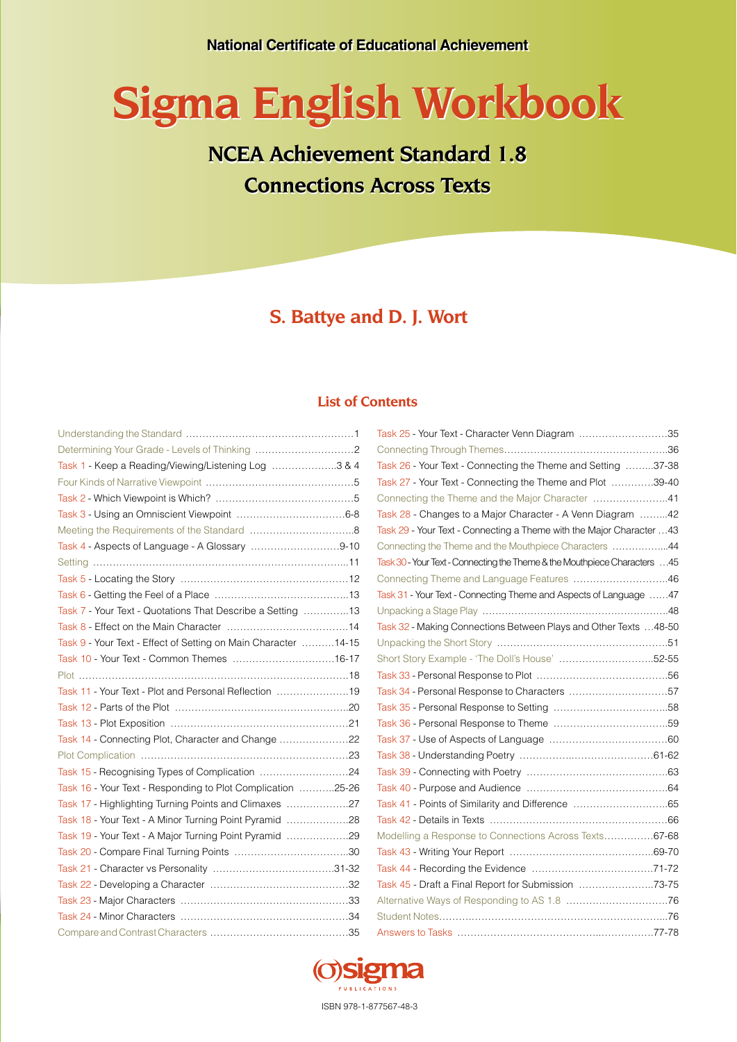National Certificate of Educational Achievement

# Sigma English Workbook

## NCEA Achievement Standard 1.8
## Connections Across Texts

**S. Battye and D. J. Wort**

### List of Contents

| | |
|---|---|
| Understanding the Standard | 1 |
| Determining Your Grade - Levels of Thinking | 2 |
| Task 1 - Keep a Reading/Viewing/Listening Log | 3 & 4 |
| Four Kinds of Narrative Viewpoint | 5 |
| Task 2 - Which Viewpoint is Which? | 5 |
| Task 3 - Using an Omniscient Viewpoint | 6-8 |
| Meeting the Requirements of the Standard | 8 |
| Task 4 - Aspects of Language - A Glossary | 9-10 |
| Setting | 11 |
| Task 5 - Locating the Story | 12 |
| Task 6 - Getting the Feel of a Place | 13 |
| Task 7 - Your Text - Quotations That Describe a Setting | 13 |
| Task 8 - Effect on the Main Character | 14 |
| Task 9 - Your Text - Effect of Setting on Main Character | 14-15 |
| Task 10 - Your Text - Common Themes | 16-17 |
| Plot | 18 |
| Task 11 - Your Text - Plot and Personal Reflection | 19 |
| Task 12 - Parts of the Plot | 20 |
| Task 13 - Plot Exposition | 21 |
| Task 14 - Connecting Plot, Character and Change | 22 |
| Plot Complication | 23 |
| Task 15 - Recognising Types of Complication | 24 |
| Task 16 - Your Text - Responding to Plot Complication | 25-26 |
| Task 17 - Highlighting Turning Points and Climaxes | 27 |
| Task 18 - Your Text - A Minor Turning Point Pyramid | 28 |
| Task 19 - Your Text - A Major Turning Point Pyramid | 29 |
| Task 20 - Compare Final Turning Points | 30 |
| Task 21 - Character vs Personality | 31-32 |
| Task 22 - Developing a Character | 32 |
| Task 23 - Major Characters | 33 |
| Task 24 - Minor Characters | 34 |
| Compare and Contrast Characters | 35 |
| Task 25 - Your Text - Character Venn Diagram | 35 |
| Connecting Through Themes | 36 |
| Task 26 - Your Text - Connecting the Theme and Setting | 37-38 |
| Task 27 - Your Text - Connecting the Theme and Plot | 39-40 |
| Connecting the Theme and the Major Character | 41 |
| Task 28 - Changes to a Major Character - A Venn Diagram | 42 |
| Task 29 - Your Text - Connecting a Theme with the Major Character | 43 |
| Connecting the Theme and the Mouthpiece Characters | 44 |
| Task 30 - Your Text - Connecting the Theme & the Mouthpiece Characters | 45 |
| Connecting Theme and Language Features | 46 |
| Task 31 - Your Text - Connecting Theme and Aspects of Language | 47 |
| Unpacking a Stage Play | 48 |
| Task 32 - Making Connections Between Plays and Other Texts | 48-50 |
| Unpacking the Short Story | 51 |
| Short Story Example - 'The Doll's House' | 52-55 |
| Task 33 - Personal Response to Plot | 56 |
| Task 34 - Personal Response to Characters | 57 |
| Task 35 - Personal Response to Setting | 58 |
| Task 36 - Personal Response to Theme | 59 |
| Task 37 - Use of Aspects of Language | 60 |
| Task 38 - Understanding Poetry | 61-62 |
| Task 39 - Connecting with Poetry | 63 |
| Task 40 - Purpose and Audience | 64 |
| Task 41 - Points of Similarity and Difference | 65 |
| Task 42 - Details in Texts | 66 |
| Modelling a Response to Connections Across Texts | 67-68 |
| Task 43 - Writing Your Report | 69-70 |
| Task 44 - Recording the Evidence | 71-72 |
| Task 45 - Draft a Final Report for Submission | 73-75 |
| Alternative Ways of Responding to AS 1.8 | 76 |
| Student Notes | 76 |
| Answers to Tasks | 77-78 |

sigma PUBLICATIONS

ISBN 978-1-877567-48-3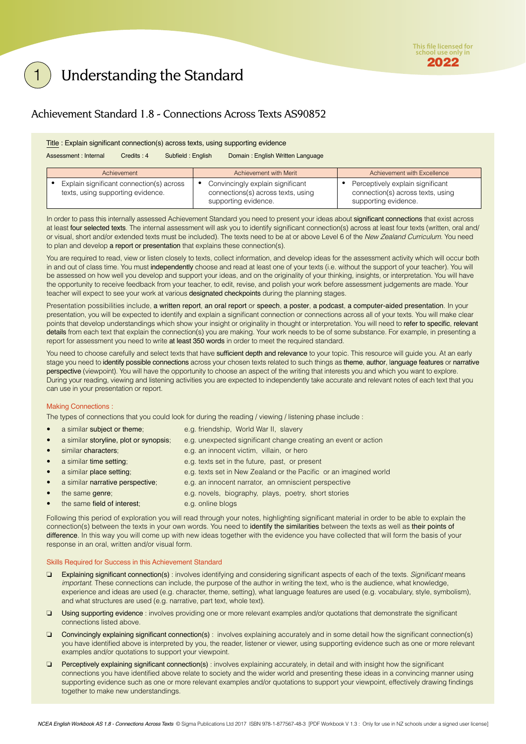# 1 Understanding the Standard

## Achievement Standard 1.8 - Connections Across Texts AS90852

Title : Explain significant connection(s) across texts, using supporting evidence

Assessment : Internal  Credits : 4  Subfield : English  Domain : English Written Language

| Achievement | Achievement with Merit | Achievement with Excellence |
|---|---|---|
| • Explain significant connection(s) across texts, using supporting evidence. | • Convincingly explain significant connections(s) across texts, using supporting evidence. | • Perceptively explain significant connection(s) across texts, using supporting evidence. |

In order to pass this internally assessed Achievement Standard you need to present your ideas about significant connections that exist across at least four selected texts. The internal assessment will ask you to identify significant connection(s) across at least four texts (written, oral and/ or visual, short and/or extended texts must be included). The texts need to be at or above Level 6 of the *New Zealand Curriculum*. You need to plan and develop a report or presentation that explains these connection(s).

You are required to read, view or listen closely to texts, collect information, and develop ideas for the assessment activity which will occur both in and out of class time. You must independently choose and read at least one of your texts (i.e. without the support of your teacher). You will be assessed on how well you develop and support your ideas, and on the originality of your thinking, insights, or interpretation. You will have the opportunity to receive feedback from your teacher, to edit, revise, and polish your work before assessment judgements are made. Your teacher will expect to see your work at various designated checkpoints during the planning stages.

Presentation possibilities include, a written report, an oral report or speech, a poster, a podcast, a computer-aided presentation. In your presentation, you will be expected to identify and explain a significant connection or connections across all of your texts. You will make clear points that develop understandings which show your insight or originality in thought or interpretation. You will need to refer to specific, relevant details from each text that explain the connection(s) you are making. Your work needs to be of some substance. For example, in presenting a report for assessment you need to write at least 350 words in order to meet the required standard.

You need to choose carefully and select texts that have sufficient depth and relevance to your topic. This resource will guide you. At an early stage you need to identify possible connections across your chosen texts related to such things as theme, author, language features or narrative perspective (viewpoint). You will have the opportunity to choose an aspect of the writing that interests you and which you want to explore. During your reading, viewing and listening activities you are expected to independently take accurate and relevant notes of each text that you can use in your presentation or report.

### Making Connections :

The types of connections that you could look for during the reading / viewing / listening phase include :

- a similar subject or theme; e.g. friendship, World War II, slavery
- a similar storyline, plot or synopsis; e.g. unexpected significant change creating an event or action
- similar characters; e.g. an innocent victim, villain, or hero
- a similar time setting; e.g. texts set in the future, past, or present
- a similar place setting; e.g. texts set in New Zealand or the Pacific or an imagined world
- a similar narrative perspective; e.g. an innocent narrator, an omniscient perspective
- the same genre; e.g. novels, biography, plays, poetry, short stories
- the same field of interest; e.g. online blogs

Following this period of exploration you will read through your notes, highlighting significant material in order to be able to explain the connection(s) between the texts in your own words. You need to identify the similarities between the texts as well as their points of difference. In this way you will come up with new ideas together with the evidence you have collected that will form the basis of your response in an oral, written and/or visual form.

### Skills Required for Success in this Achievement Standard

- ❏ Explaining significant connection(s) : involves identifying and considering significant aspects of each of the texts. *Significant* means *important*. These connections can include, the purpose of the author in writing the text, who is the audience, what knowledge, experience and ideas are used (e.g. character, theme, setting), what language features are used (e.g. vocabulary, style, symbolism), and what structures are used (e.g. narrative, part text, whole text).
- ❏ Using supporting evidence : involves providing one or more relevant examples and/or quotations that demonstrate the significant connections listed above.
- ❏ Convincingly explaining significant connection(s) : involves explaining accurately and in some detail how the significant connection(s) you have identified above is interpreted by you, the reader, listener or viewer, using supporting evidence such as one or more relevant examples and/or quotations to support your viewpoint.
- ❏ Perceptively explaining significant connection(s) : involves explaining accurately, in detail and with insight how the significant connections you have identified above relate to society and the wider world and presenting these ideas in a convincing manner using supporting evidence such as one or more relevant examples and/or quotations to support your viewpoint, effectively drawing findings together to make new understandings.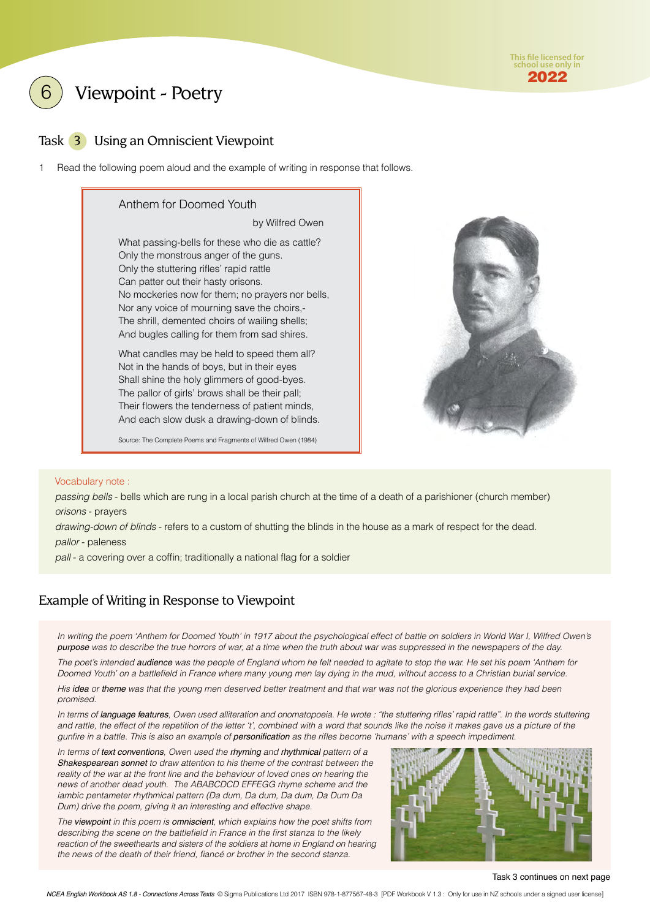# 6 Viewpoint - Poetry

## Task 3 Using an Omniscient Viewpoint

1 Read the following poem aloud and the example of writing in response that follows.

### Anthem for Doomed Youth

by Wilfred Owen

What passing-bells for these who die as cattle?
Only the monstrous anger of the guns.
Only the stuttering rifles' rapid rattle
Can patter out their hasty orisons.
No mockeries now for them; no prayers nor bells,
Nor any voice of mourning save the choirs,-
The shrill, demented choirs of wailing shells;
And bugles calling for them from sad shires.

What candles may be held to speed them all?
Not in the hands of boys, but in their eyes
Shall shine the holy glimmers of good-byes.
The pallor of girls' brows shall be their pall;
Their flowers the tenderness of patient minds,
And each slow dusk a drawing-down of blinds.

Source: The Complete Poems and Fragments of Wilfred Owen (1984)

Vocabulary note :

*passing bells* - bells which are rung in a local parish church at the time of a death of a parishioner (church member)

*orisons* - prayers

*drawing-down of blinds* - refers to a custom of shutting the blinds in the house as a mark of respect for the dead.

*pallor* - paleness

*pall* - a covering over a coffin; traditionally a national flag for a soldier

## Example of Writing in Response to Viewpoint

*In writing the poem 'Anthem for Doomed Youth' in 1917 about the psychological effect of battle on soldiers in World War I, Wilfred Owen's **purpose** was to describe the true horrors of war, at a time when the truth about war was suppressed in the newspapers of the day.*

*The poet's intended **audience** was the people of England whom he felt needed to agitate to stop the war. He set his poem 'Anthem for Doomed Youth' on a battlefield in France where many young men lay dying in the mud, without access to a Christian burial service.*

*His **idea** or **theme** was that the young men deserved better treatment and that war was not the glorious experience they had been promised.*

*In terms of **language features**, Owen used alliteration and onomatopoeia. He wrote : "the stuttering rifles' rapid rattle". In the words stuttering and rattle, the effect of the repetition of the letter 't', combined with a word that sounds like the noise it makes gave us a picture of the gunfire in a battle. This is also an example of **personification** as the rifles become 'humans' with a speech impediment.*

*In terms of **text conventions**, Owen used the **rhyming** and **rhythmical** pattern of a **Shakespearean sonnet** to draw attention to his theme of the contrast between the reality of the war at the front line and the behaviour of loved ones on hearing the news of another dead youth. The ABABCDCD EFFEGG rhyme scheme and the iambic pentameter rhythmical pattern (Da dum, Da dum, Da dum, Da Dum Da Dum) drive the poem, giving it an interesting and effective shape.*

*The **viewpoint** in this poem is **omniscient**, which explains how the poet shifts from describing the scene on the battlefield in France in the first stanza to the likely reaction of the sweethearts and sisters of the soldiers at home in England on hearing the news of the death of their friend, fiancé or brother in the second stanza.*

Task 3 continues on next page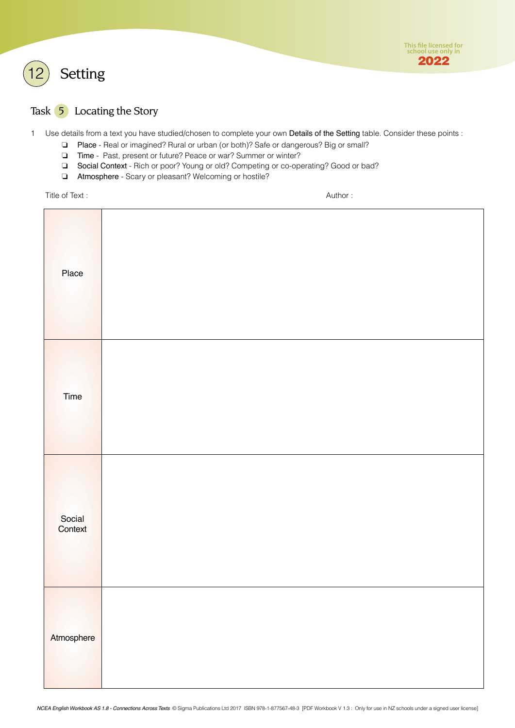# 12 Setting

## Task 5 Locating the Story

1 Use details from a text you have studied/chosen to complete your own **Details of the Setting** table. Consider these points :

- ❏ **Place** - Real or imagined? Rural or urban (or both)? Safe or dangerous? Big or small?
- ❏ **Time** - Past, present or future? Peace or war? Summer or winter?
- ❏ **Social Context** - Rich or poor? Young or old? Competing or co-operating? Good or bad?
- ❏ **Atmosphere** - Scary or pleasant? Welcoming or hostile?

Title of Text :  Author :

| | |
|---|---|
| Place | |
| Time | |
| Social Context | |
| Atmosphere | |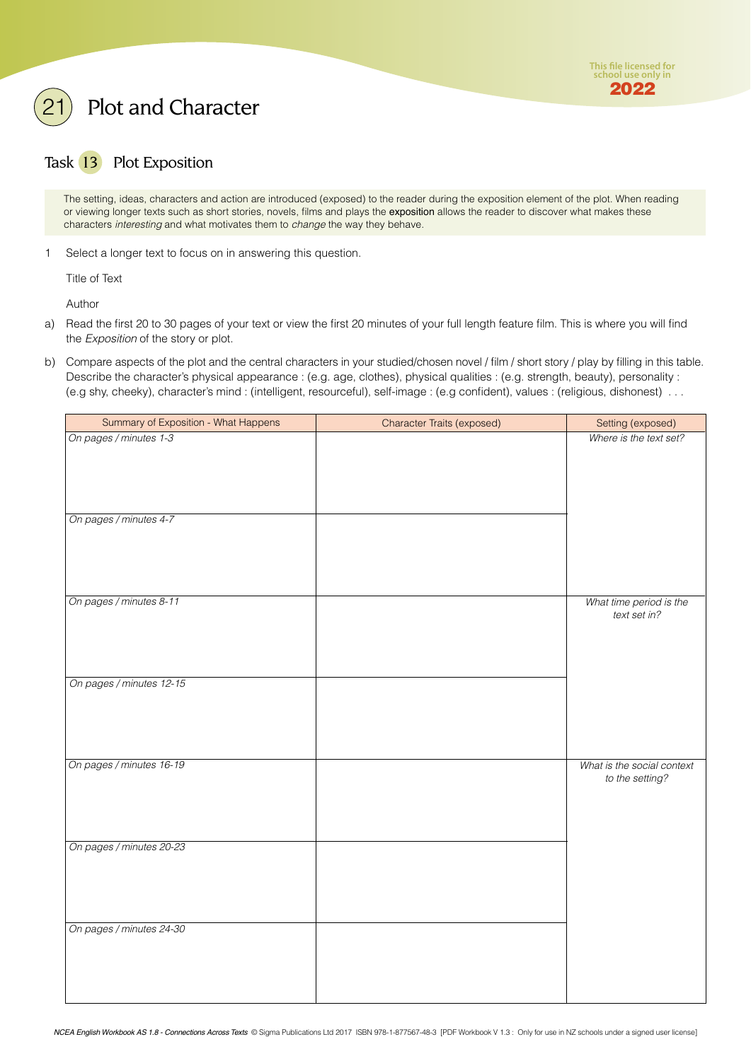# 21 Plot and Character

## Task 13 Plot Exposition

The setting, ideas, characters and action are introduced (exposed) to the reader during the exposition element of the plot. When reading or viewing longer texts such as short stories, novels, films and plays the **exposition** allows the reader to discover what makes these characters *interesting* and what motivates them to *change* the way they behave.

1 Select a longer text to focus on in answering this question.

Title of Text

Author

a) Read the first 20 to 30 pages of your text or view the first 20 minutes of your full length feature film. This is where you will find the *Exposition* of the story or plot.

b) Compare aspects of the plot and the central characters in your studied/chosen novel / film / short story / play by filling in this table. Describe the character's physical appearance : (e.g. age, clothes), physical qualities : (e.g. strength, beauty), personality : (e.g shy, cheeky), character's mind : (intelligent, resourceful), self-image : (e.g confident), values : (religious, dishonest) . . .

| Summary of Exposition - What Happens | Character Traits (exposed) | Setting (exposed) |
|---|---|---|
| *On pages / minutes 1-3* | | *Where is the text set?* |
| *On pages / minutes 4-7* | | |
| *On pages / minutes 8-11* | | *What time period is the text set in?* |
| *On pages / minutes 12-15* | | |
| *On pages / minutes 16-19* | | *What is the social context to the setting?* |
| *On pages / minutes 20-23* | | |
| *On pages / minutes 24-30* | | |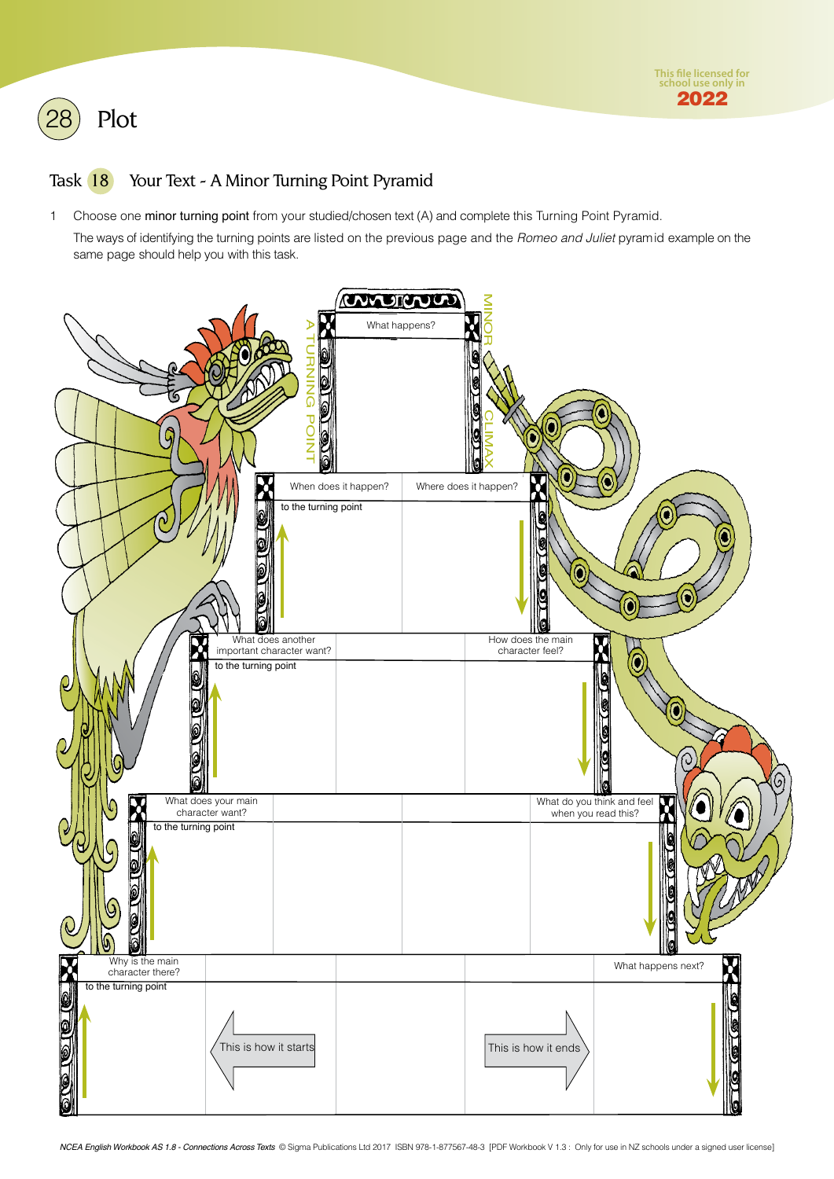# 28 Plot

## Task 18 Your Text - A Minor Turning Point Pyramid

1 Choose one minor turning point from your studied/chosen text (A) and complete this Turning Point Pyramid.

The ways of identifying the turning points are listed on the previous page and the *Romeo and Juliet* pyramid example on the same page should help you with this task.

A TURNING POINT

MINOR CLIMAX

What happens?

When does it happen? to the turning point

Where does it happen?

What does another important character want? to the turning point

How does the main character feel?

What does your main character want? to the turning point

What do you think and feel when you read this?

Why is the main character there? to the turning point

This is how it starts

This is how it ends

What happens next?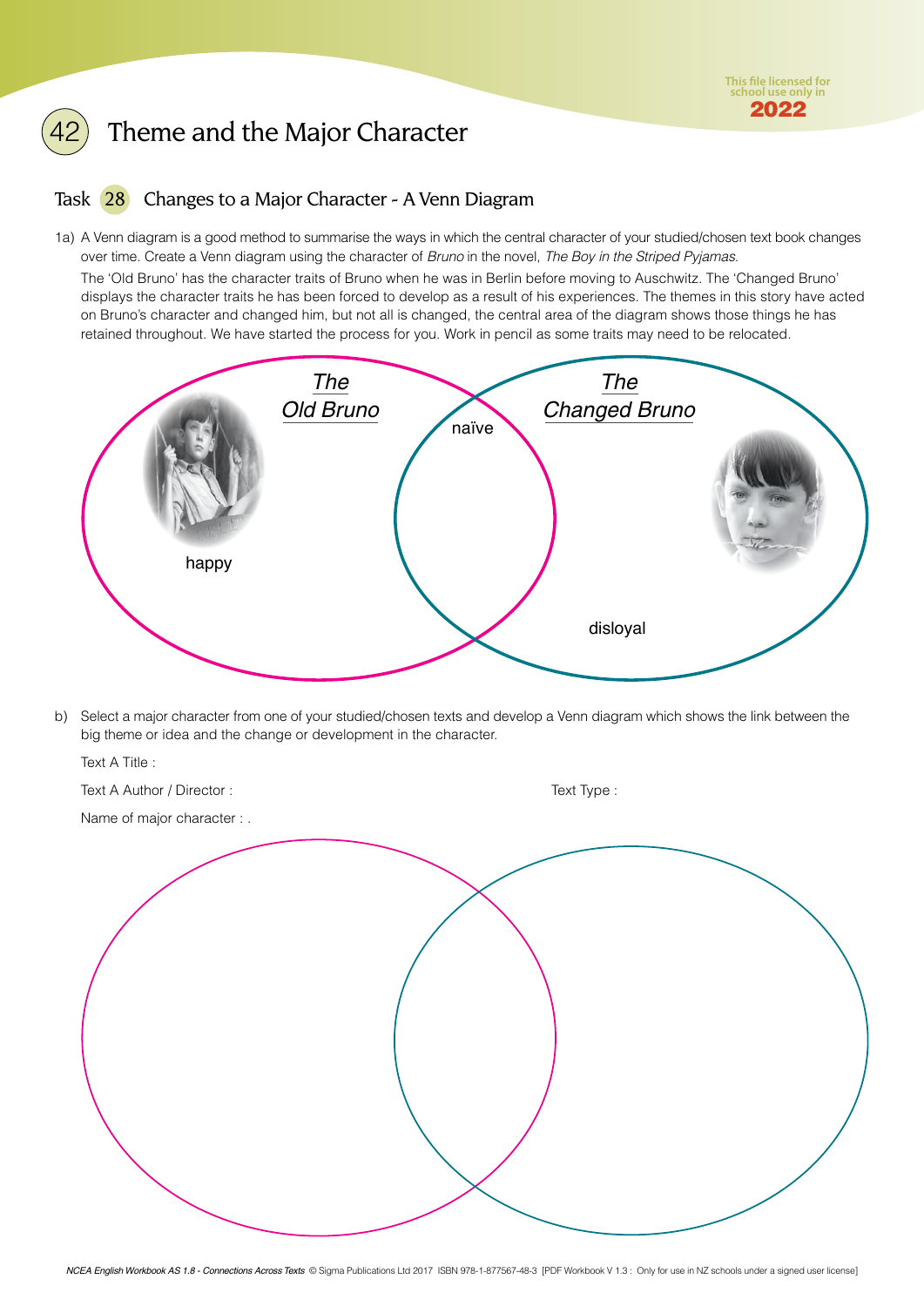# 42 Theme and the Major Character

## Task 28 Changes to a Major Character - A Venn Diagram

1a) A Venn diagram is a good method to summarise the ways in which the central character of your studied/chosen text book changes over time. Create a Venn diagram using the character of *Bruno* in the novel, *The Boy in the Striped Pyjamas*.

The 'Old Bruno' has the character traits of Bruno when he was in Berlin before moving to Auschwitz. The 'Changed Bruno' displays the character traits he has been forced to develop as a result of his experiences. The themes in this story have acted on Bruno's character and changed him, but not all is changed, the central area of the diagram shows those things he has retained throughout. We have started the process for you. Work in pencil as some traits may need to be relocated.

*The Old Bruno*

happy

naïve

*The Changed Bruno*

disloyal

b) Select a major character from one of your studied/chosen texts and develop a Venn diagram which shows the link between the big theme or idea and the change or development in the character.

Text A Title :

Text A Author / Director :

Text Type :

Name of major character : .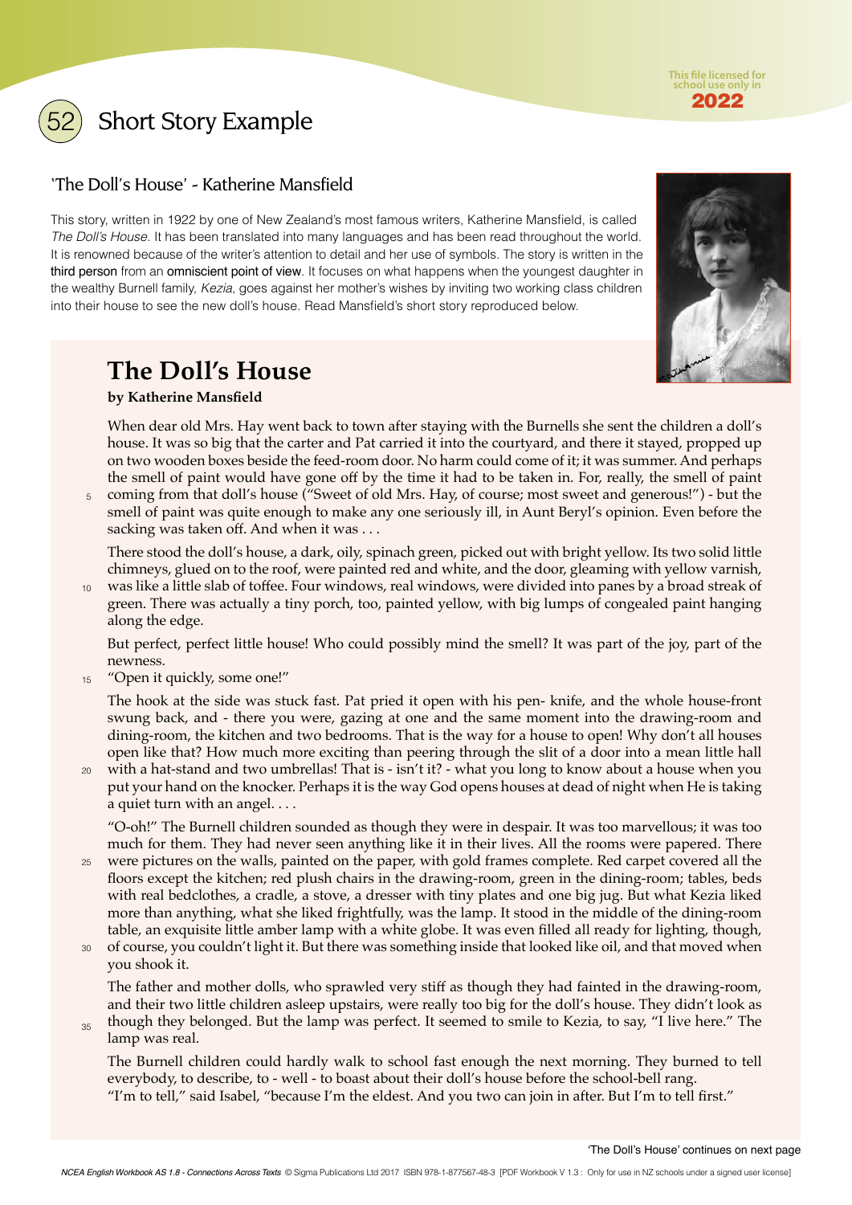# 52 Short Story Example

## 'The Doll's House' - Katherine Mansfield

This story, written in 1922 by one of New Zealand's most famous writers, Katherine Mansfield, is called *The Doll's House.* It has been translated into many languages and has been read throughout the world. It is renowned because of the writer's attention to detail and her use of symbols. The story is written in the third person from an omniscient point of view. It focuses on what happens when the youngest daughter in the wealthy Burnell family, *Kezia*, goes against her mother's wishes by inviting two working class children into their house to see the new doll's house. Read Mansfield's short story reproduced below.

## The Doll's House

**by Katherine Mansfield**

When dear old Mrs. Hay went back to town after staying with the Burnells she sent the children a doll's house. It was so big that the carter and Pat carried it into the courtyard, and there it stayed, propped up on two wooden boxes beside the feed-room door. No harm could come of it; it was summer. And perhaps the smell of paint would have gone off by the time it had to be taken in. For, really, the smell of paint coming from that doll's house ("Sweet of old Mrs. Hay, of course; most sweet and generous!") - but the smell of paint was quite enough to make any one seriously ill, in Aunt Beryl's opinion. Even before the sacking was taken off. And when it was . . .

There stood the doll's house, a dark, oily, spinach green, picked out with bright yellow. Its two solid little chimneys, glued on to the roof, were painted red and white, and the door, gleaming with yellow varnish, was like a little slab of toffee. Four windows, real windows, were divided into panes by a broad streak of green. There was actually a tiny porch, too, painted yellow, with big lumps of congealed paint hanging along the edge.

But perfect, perfect little house! Who could possibly mind the smell? It was part of the joy, part of the newness.

"Open it quickly, some one!"

The hook at the side was stuck fast. Pat pried it open with his pen- knife, and the whole house-front swung back, and - there you were, gazing at one and the same moment into the drawing-room and dining-room, the kitchen and two bedrooms. That is the way for a house to open! Why don't all houses open like that? How much more exciting than peering through the slit of a door into a mean little hall with a hat-stand and two umbrellas! That is - isn't it? - what you long to know about a house when you put your hand on the knocker. Perhaps it is the way God opens houses at dead of night when He is taking a quiet turn with an angel. . . .

"O-oh!" The Burnell children sounded as though they were in despair. It was too marvellous; it was too much for them. They had never seen anything like it in their lives. All the rooms were papered. There were pictures on the walls, painted on the paper, with gold frames complete. Red carpet covered all the floors except the kitchen; red plush chairs in the drawing-room, green in the dining-room; tables, beds with real bedclothes, a cradle, a stove, a dresser with tiny plates and one big jug. But what Kezia liked more than anything, what she liked frightfully, was the lamp. It stood in the middle of the dining-room table, an exquisite little amber lamp with a white globe. It was even filled all ready for lighting, though, of course, you couldn't light it. But there was something inside that looked like oil, and that moved when you shook it.

The father and mother dolls, who sprawled very stiff as though they had fainted in the drawing-room, and their two little children asleep upstairs, were really too big for the doll's house. They didn't look as though they belonged. But the lamp was perfect. It seemed to smile to Kezia, to say, "I live here." The lamp was real.

The Burnell children could hardly walk to school fast enough the next morning. They burned to tell everybody, to describe, to - well - to boast about their doll's house before the school-bell rang.
"I'm to tell," said Isabel, "because I'm the eldest. And you two can join in after. But I'm to tell first."

'The Doll's House' continues on next page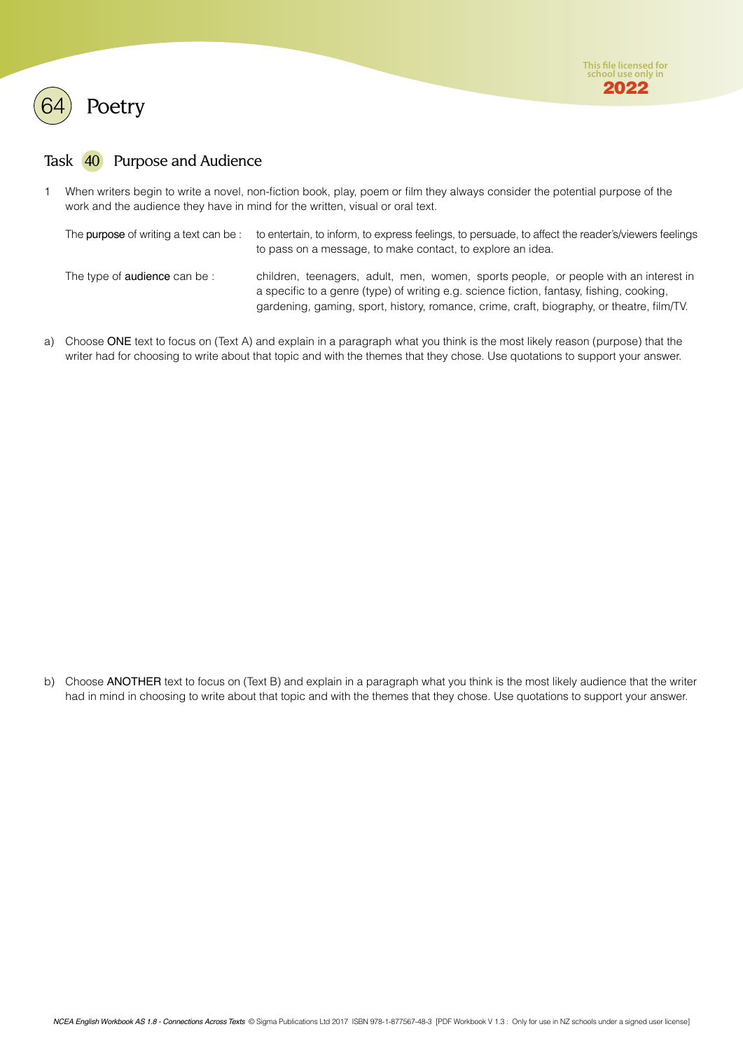# Poetry

## Task 40 Purpose and Audience

1 When writers begin to write a novel, non-fiction book, play, poem or film they always consider the potential purpose of the work and the audience they have in mind for the written, visual or oral text.

The **purpose** of writing a text can be : to entertain, to inform, to express feelings, to persuade, to affect the reader's/viewers feelings to pass on a message, to make contact, to explore an idea.

The type of **audience** can be : children, teenagers, adult, men, women, sports people, or people with an interest in a specific to a genre (type) of writing e.g. science fiction, fantasy, fishing, cooking, gardening, gaming, sport, history, romance, crime, craft, biography, or theatre, film/TV.

a) Choose ONE text to focus on (Text A) and explain in a paragraph what you think is the most likely reason (purpose) that the writer had for choosing to write about that topic and with the themes that they chose. Use quotations to support your answer.

b) Choose ANOTHER text to focus on (Text B) and explain in a paragraph what you think is the most likely audience that the writer had in mind in choosing to write about that topic and with the themes that they chose. Use quotations to support your answer.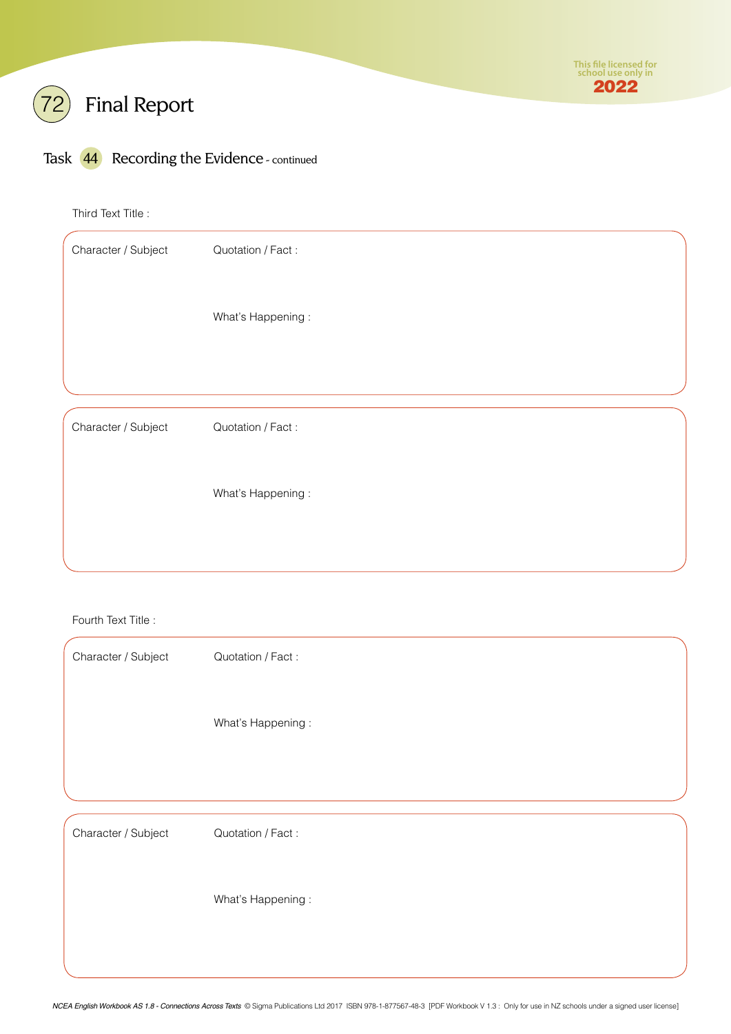# Final Report

## Task 44 Recording the Evidence - continued

Third Text Title :

Character / Subject

Quotation / Fact :

What's Happening :

Character / Subject

Quotation / Fact :

What's Happening :

Fourth Text Title :

Character / Subject

Quotation / Fact :

What's Happening :

Character / Subject

Quotation / Fact :

What's Happening :